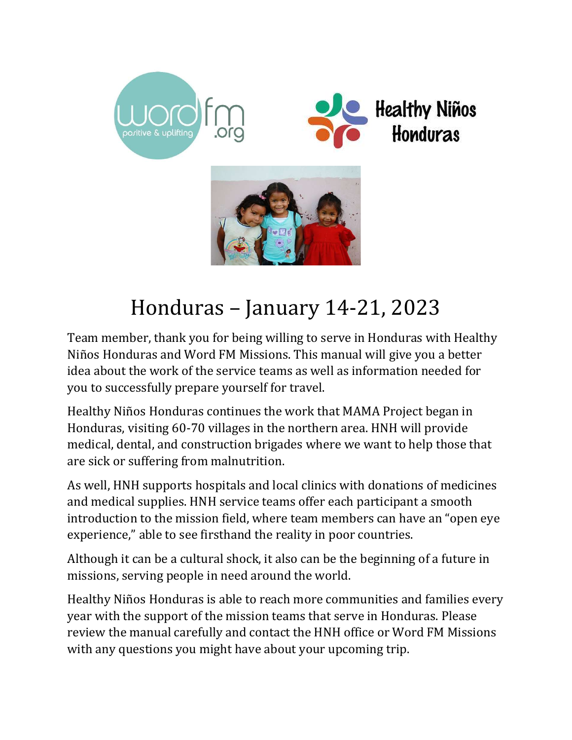# Honduras – January 14-21, 2023

Team member, thank you for being willing to serve in Honduras with Healthy Niños Honduras and Word FM Missions. This manual will give you a better idea about the work of the service teams as well as information needed for you to successfully prepare yourself for travel.

Healthy Niños Honduras continues the work that MAMA Project began in Honduras, visiting 60-70 villages in the northern area. HNH will provide medical, dental, and construction brigades where we want to help those that are sick or suffering from malnutrition.

As well, HNH supports hospitals and local clinics with donations of medicines and medical supplies. HNH service teams offer each participant a smooth introduction to the mission field, where team members can have an "open eye experience," able to see firsthand the reality in poor countries.

Although it can be a cultural shock, it also can be the beginning of a future in missions, serving people in need around the world.

Healthy Niños Honduras is able to reach more communities and families every year with the support of the mission teams that serve in Honduras. Please review the manual carefully and contact the HNH office or Word FM Missions with any questions you might have about your upcoming trip.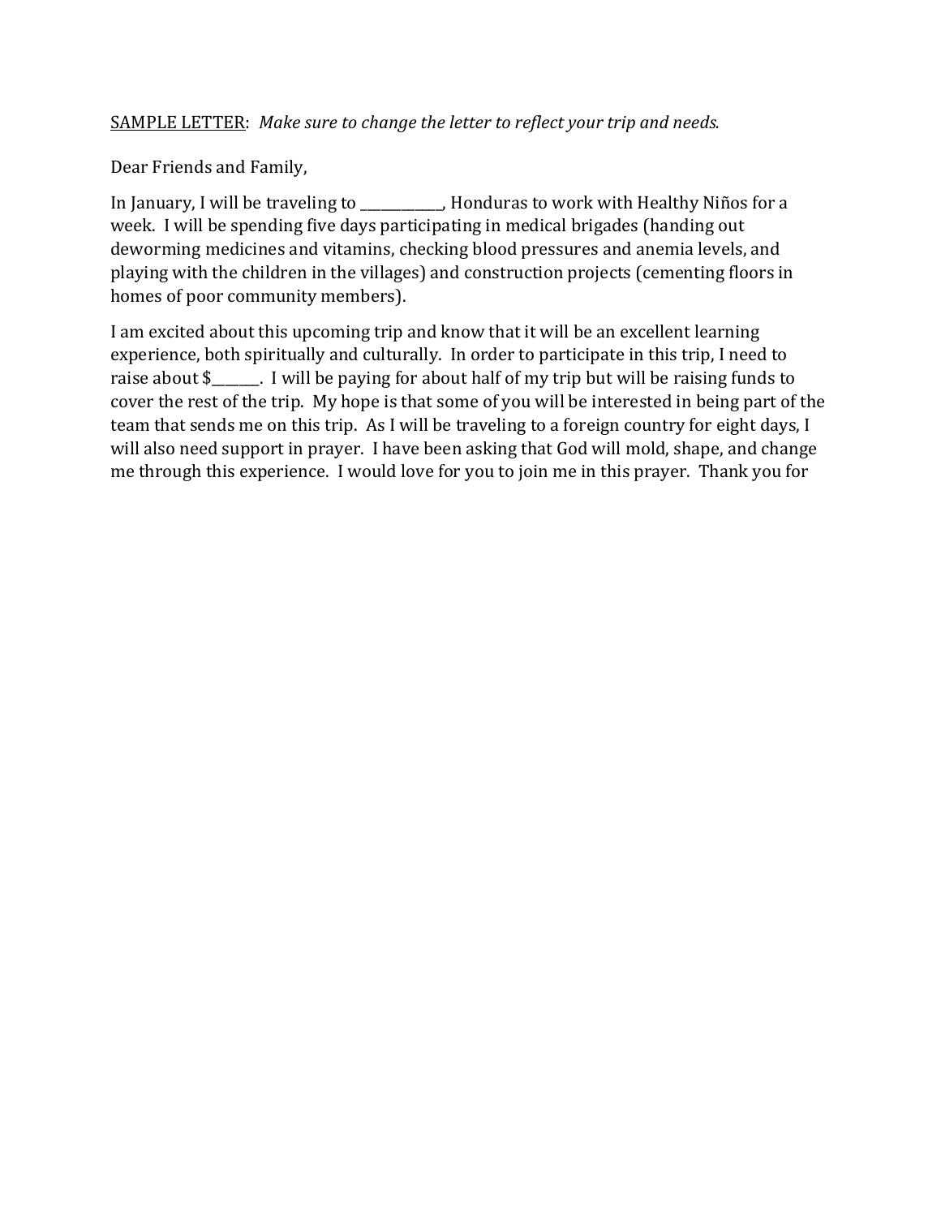<u>SAMPLE LETTER</u>: *Make sure to change the letter to reflect your trip and needs.*

Dear Friends and Family,

In January, I will be traveling to ____________, Honduras to work with Healthy Niños for a week. I will be spending five days participating in medical brigades (handing out deworming medicines and vitamins, checking blood pressures and anemia levels, and playing with the children in the villages) and construction projects (cementing floors in homes of poor community members).

I am excited about this upcoming trip and know that it will be an excellent learning experience, both spiritually and culturally. In order to participate in this trip, I need to raise about $_______. I will be paying for about half of my trip but will be raising funds to cover the rest of the trip. My hope is that some of you will be interested in being part of the team that sends me on this trip. As I will be traveling to a foreign country for eight days, I will also need support in prayer. I have been asking that God will mold, shape, and change me through this experience. I would love for you to join me in this prayer. Thank you for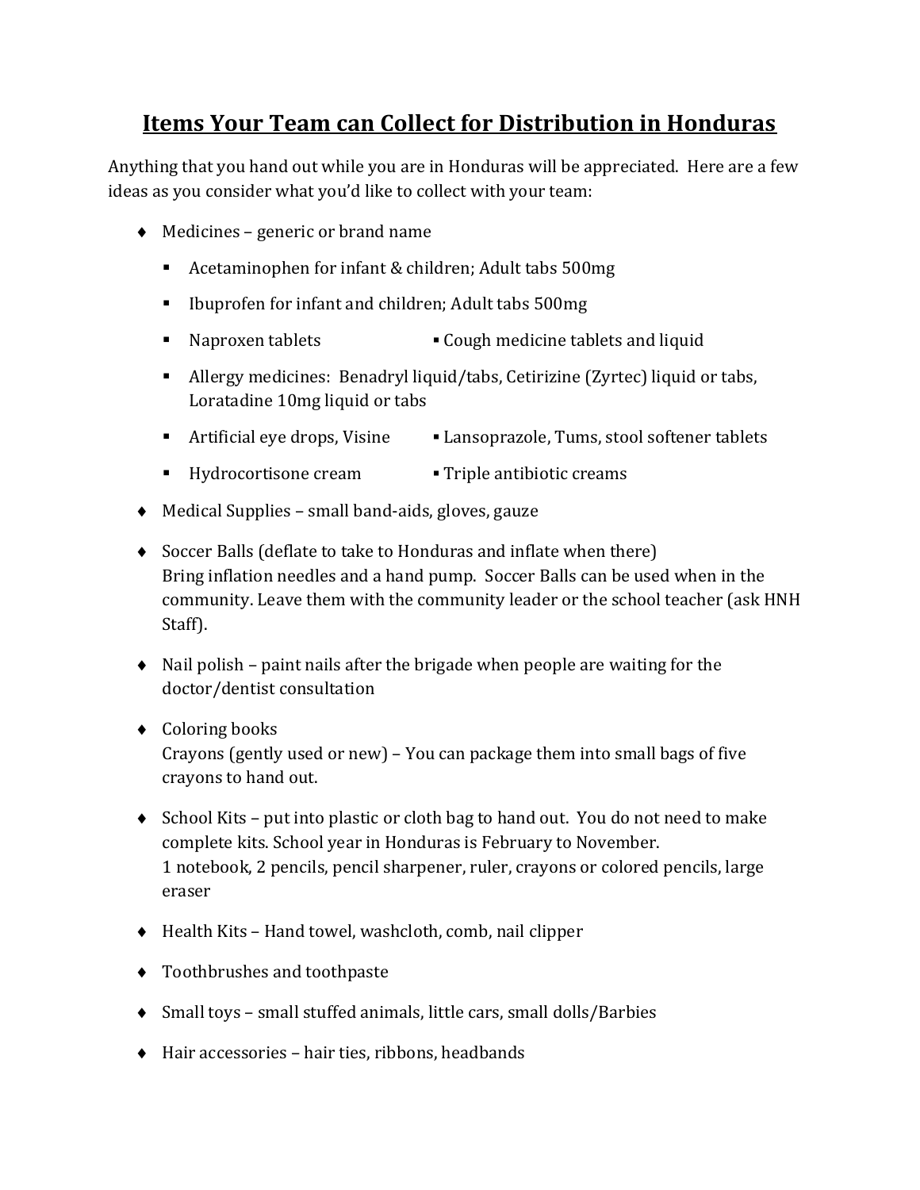# Items Your Team can Collect for Distribution in Honduras

Anything that you hand out while you are in Honduras will be appreciated. Here are a few ideas as you consider what you'd like to collect with your team:

- Medicines – generic or brand name
  - Acetaminophen for infant & children; Adult tabs 500mg
  - Ibuprofen for infant and children; Adult tabs 500mg
  - Naproxen tablets
  - Cough medicine tablets and liquid
  - Allergy medicines: Benadryl liquid/tabs, Cetirizine (Zyrtec) liquid or tabs, Loratadine 10mg liquid or tabs
  - Artificial eye drops, Visine
  - Lansoprazole, Tums, stool softener tablets
  - Hydrocortisone cream
  - Triple antibiotic creams
- Medical Supplies – small band-aids, gloves, gauze
- Soccer Balls (deflate to take to Honduras and inflate when there)
  Bring inflation needles and a hand pump. Soccer Balls can be used when in the community. Leave them with the community leader or the school teacher (ask HNH Staff).
- Nail polish – paint nails after the brigade when people are waiting for the doctor/dentist consultation
- Coloring books
  Crayons (gently used or new) – You can package them into small bags of five crayons to hand out.
- School Kits – put into plastic or cloth bag to hand out. You do not need to make complete kits. School year in Honduras is February to November.
  1 notebook, 2 pencils, pencil sharpener, ruler, crayons or colored pencils, large eraser
- Health Kits – Hand towel, washcloth, comb, nail clipper
- Toothbrushes and toothpaste
- Small toys – small stuffed animals, little cars, small dolls/Barbies
- Hair accessories – hair ties, ribbons, headbands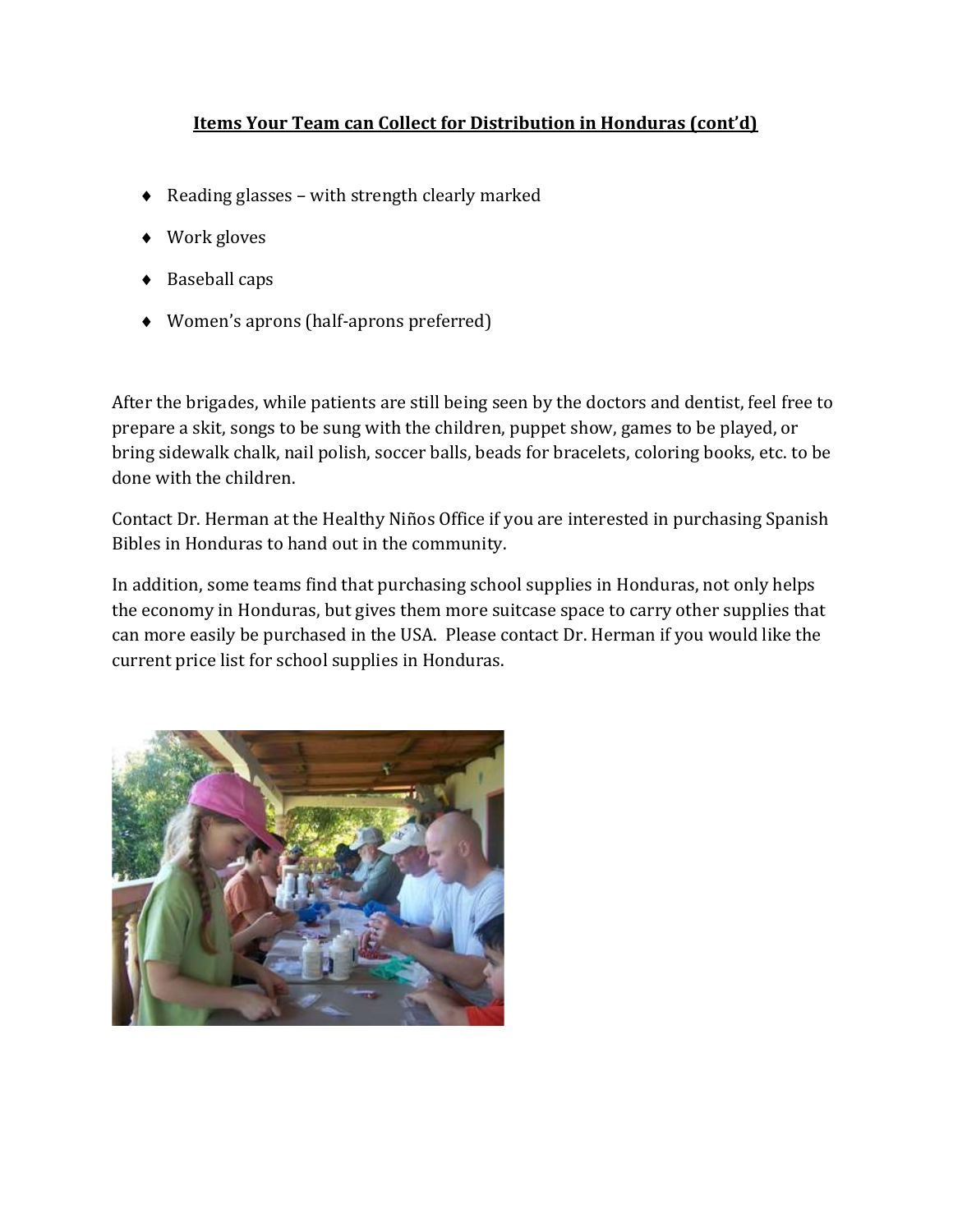## Items Your Team can Collect for Distribution in Honduras (cont'd)

- Reading glasses – with strength clearly marked
- Work gloves
- Baseball caps
- Women's aprons (half-aprons preferred)

After the brigades, while patients are still being seen by the doctors and dentist, feel free to prepare a skit, songs to be sung with the children, puppet show, games to be played, or bring sidewalk chalk, nail polish, soccer balls, beads for bracelets, coloring books, etc. to be done with the children.

Contact Dr. Herman at the Healthy Niños Office if you are interested in purchasing Spanish Bibles in Honduras to hand out in the community.

In addition, some teams find that purchasing school supplies in Honduras, not only helps the economy in Honduras, but gives them more suitcase space to carry other supplies that can more easily be purchased in the USA. Please contact Dr. Herman if you would like the current price list for school supplies in Honduras.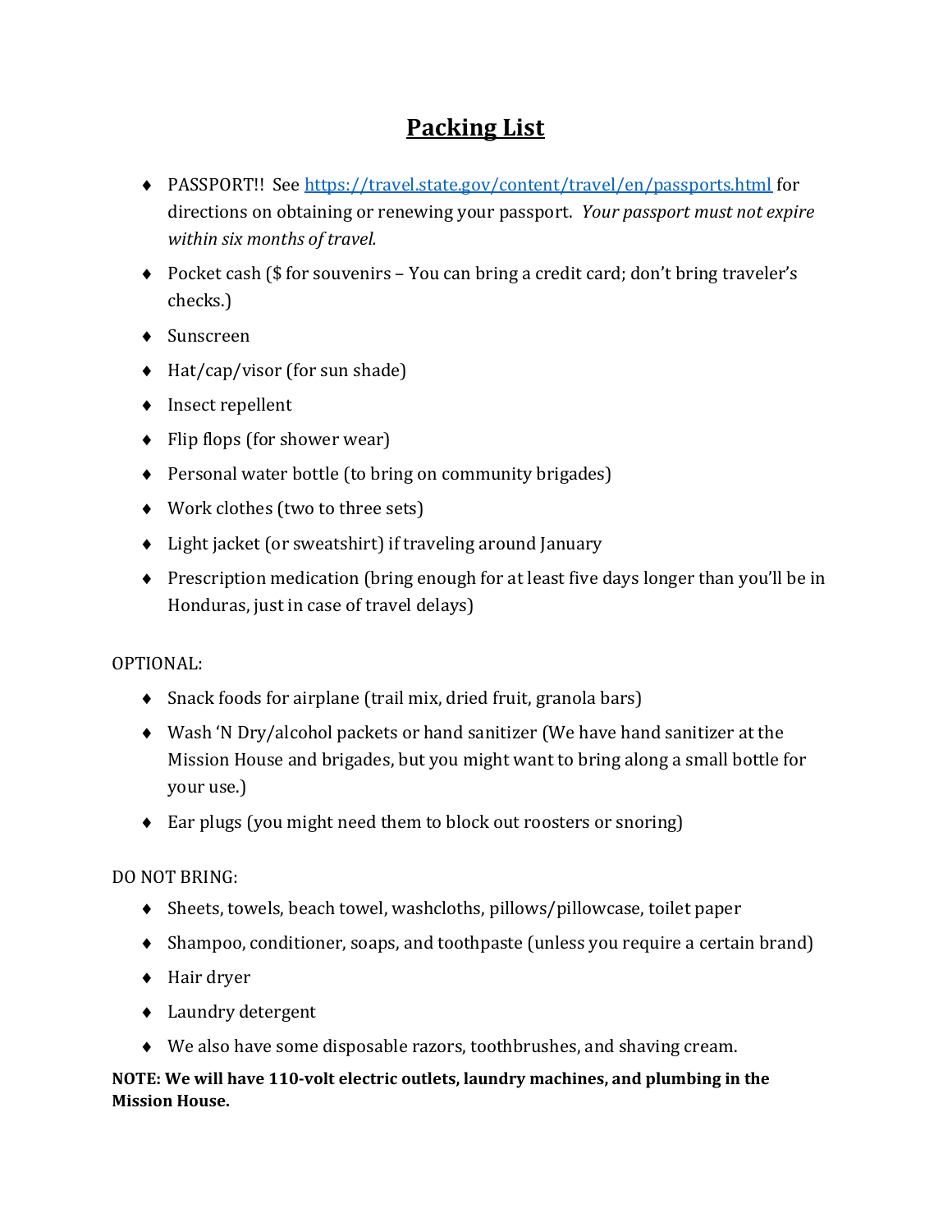# Packing List

- PASSPORT!! See [https://travel.state.gov/content/travel/en/passports.html](https://travel.state.gov/content/travel/en/passports.html) for directions on obtaining or renewing your passport. *Your passport must not expire within six months of travel.*
- Pocket cash ($ for souvenirs – You can bring a credit card; don't bring traveler's checks.)
- Sunscreen
- Hat/cap/visor (for sun shade)
- Insect repellent
- Flip flops (for shower wear)
- Personal water bottle (to bring on community brigades)
- Work clothes (two to three sets)
- Light jacket (or sweatshirt) if traveling around January
- Prescription medication (bring enough for at least five days longer than you'll be in Honduras, just in case of travel delays)

OPTIONAL:

- Snack foods for airplane (trail mix, dried fruit, granola bars)
- Wash 'N Dry/alcohol packets or hand sanitizer (We have hand sanitizer at the Mission House and brigades, but you might want to bring along a small bottle for your use.)
- Ear plugs (you might need them to block out roosters or snoring)

DO NOT BRING:

- Sheets, towels, beach towel, washcloths, pillows/pillowcase, toilet paper
- Shampoo, conditioner, soaps, and toothpaste (unless you require a certain brand)
- Hair dryer
- Laundry detergent
- We also have some disposable razors, toothbrushes, and shaving cream.

**NOTE: We will have 110-volt electric outlets, laundry machines, and plumbing in the Mission House.**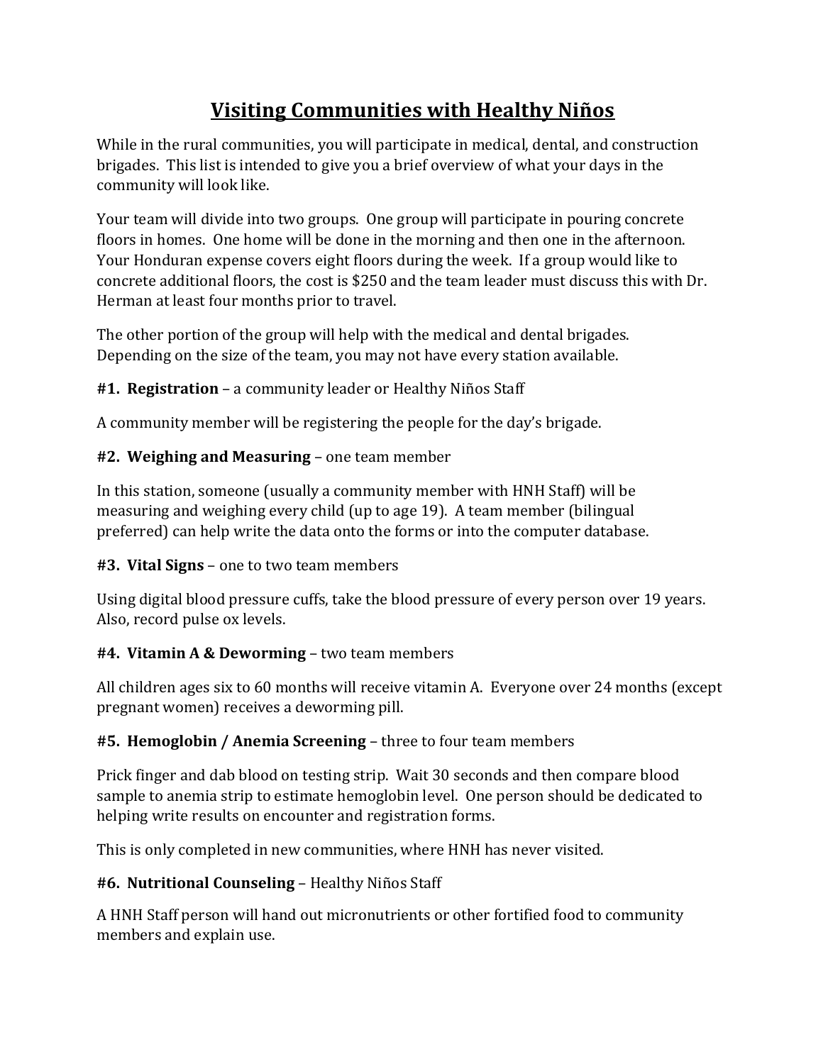# Visiting Communities with Healthy Niños

While in the rural communities, you will participate in medical, dental, and construction brigades. This list is intended to give you a brief overview of what your days in the community will look like.

Your team will divide into two groups. One group will participate in pouring concrete floors in homes. One home will be done in the morning and then one in the afternoon. Your Honduran expense covers eight floors during the week. If a group would like to concrete additional floors, the cost is $250 and the team leader must discuss this with Dr. Herman at least four months prior to travel.

The other portion of the group will help with the medical and dental brigades. Depending on the size of the team, you may not have every station available.

**#1. Registration** – a community leader or Healthy Niños Staff

A community member will be registering the people for the day's brigade.

**#2. Weighing and Measuring** – one team member

In this station, someone (usually a community member with HNH Staff) will be measuring and weighing every child (up to age 19). A team member (bilingual preferred) can help write the data onto the forms or into the computer database.

**#3. Vital Signs** – one to two team members

Using digital blood pressure cuffs, take the blood pressure of every person over 19 years. Also, record pulse ox levels.

**#4. Vitamin A & Deworming** – two team members

All children ages six to 60 months will receive vitamin A. Everyone over 24 months (except pregnant women) receives a deworming pill.

**#5. Hemoglobin / Anemia Screening** – three to four team members

Prick finger and dab blood on testing strip. Wait 30 seconds and then compare blood sample to anemia strip to estimate hemoglobin level. One person should be dedicated to helping write results on encounter and registration forms.

This is only completed in new communities, where HNH has never visited.

**#6. Nutritional Counseling** – Healthy Niños Staff

A HNH Staff person will hand out micronutrients or other fortified food to community members and explain use.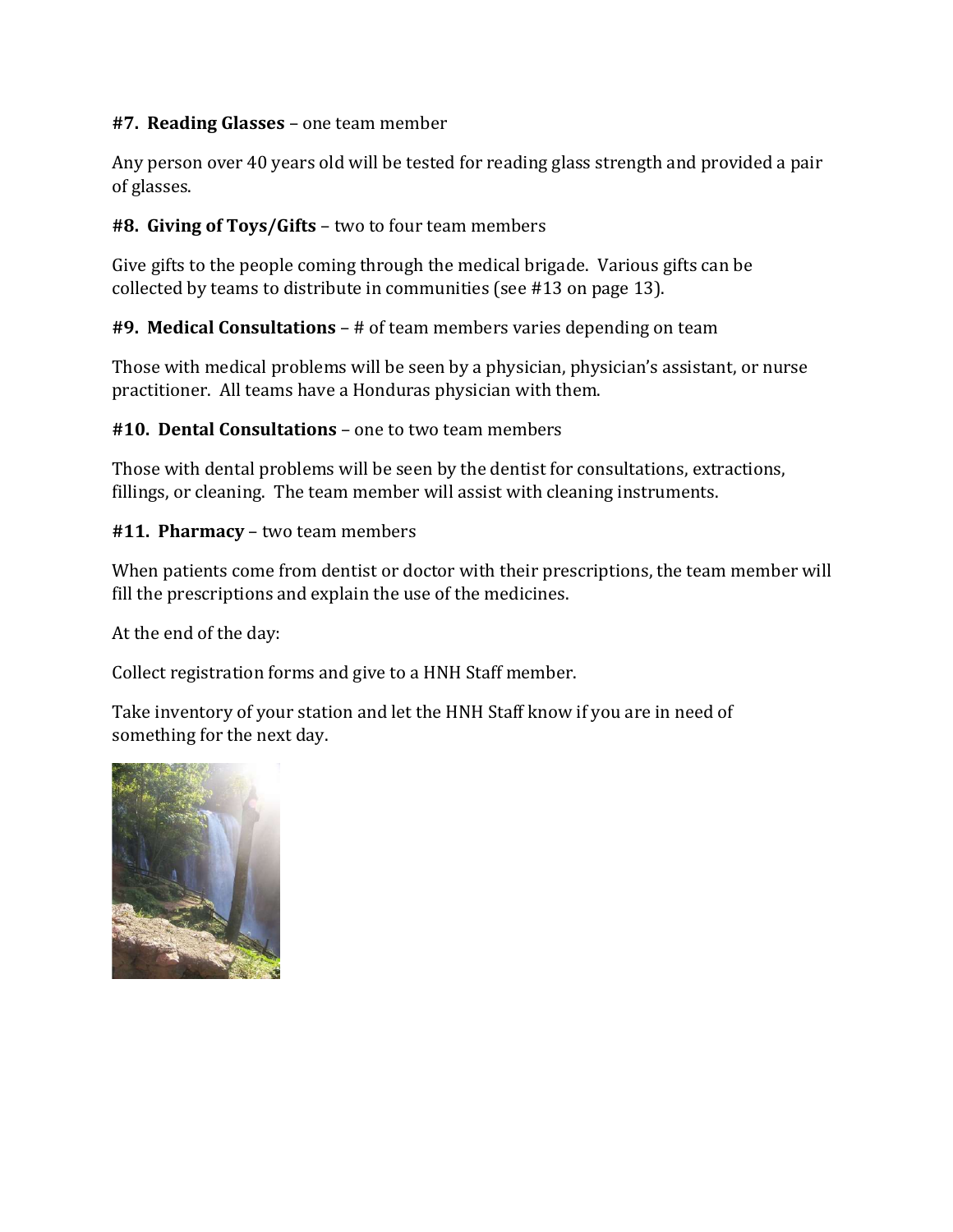**#7. Reading Glasses** – one team member

Any person over 40 years old will be tested for reading glass strength and provided a pair of glasses.

**#8. Giving of Toys/Gifts** – two to four team members

Give gifts to the people coming through the medical brigade. Various gifts can be collected by teams to distribute in communities (see #13 on page 13).

**#9. Medical Consultations** – # of team members varies depending on team

Those with medical problems will be seen by a physician, physician's assistant, or nurse practitioner. All teams have a Honduras physician with them.

**#10. Dental Consultations** – one to two team members

Those with dental problems will be seen by the dentist for consultations, extractions, fillings, or cleaning. The team member will assist with cleaning instruments.

**#11. Pharmacy** – two team members

When patients come from dentist or doctor with their prescriptions, the team member will fill the prescriptions and explain the use of the medicines.

At the end of the day:

Collect registration forms and give to a HNH Staff member.

Take inventory of your station and let the HNH Staff know if you are in need of something for the next day.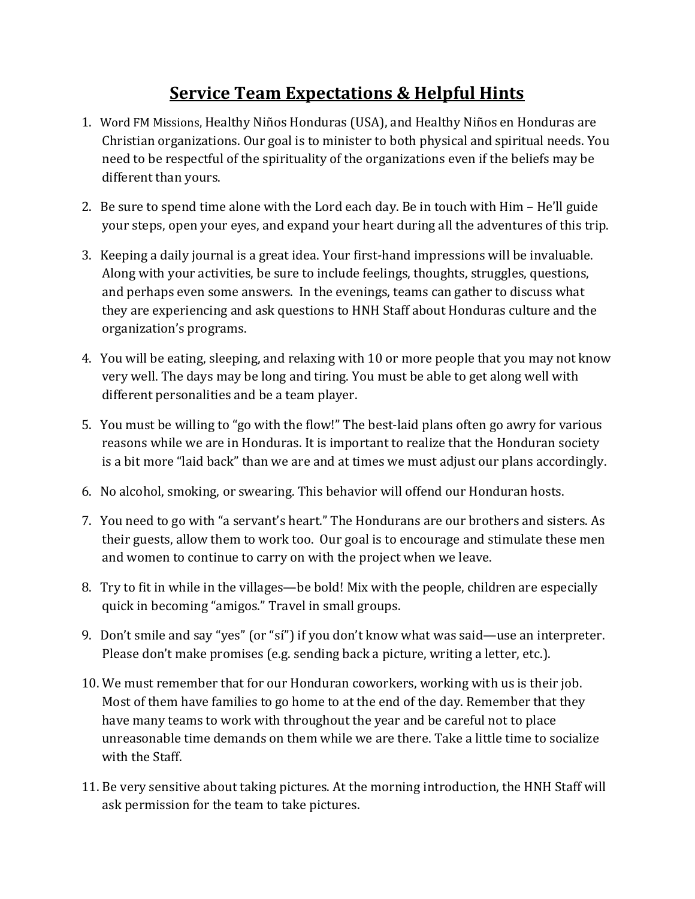# Service Team Expectations & Helpful Hints

1. Word FM Missions, Healthy Niños Honduras (USA), and Healthy Niños en Honduras are Christian organizations. Our goal is to minister to both physical and spiritual needs. You need to be respectful of the spirituality of the organizations even if the beliefs may be different than yours.

2. Be sure to spend time alone with the Lord each day. Be in touch with Him – He'll guide your steps, open your eyes, and expand your heart during all the adventures of this trip.

3. Keeping a daily journal is a great idea. Your first-hand impressions will be invaluable. Along with your activities, be sure to include feelings, thoughts, struggles, questions, and perhaps even some answers. In the evenings, teams can gather to discuss what they are experiencing and ask questions to HNH Staff about Honduras culture and the organization's programs.

4. You will be eating, sleeping, and relaxing with 10 or more people that you may not know very well. The days may be long and tiring. You must be able to get along well with different personalities and be a team player.

5. You must be willing to "go with the flow!" The best-laid plans often go awry for various reasons while we are in Honduras. It is important to realize that the Honduran society is a bit more "laid back" than we are and at times we must adjust our plans accordingly.

6. No alcohol, smoking, or swearing. This behavior will offend our Honduran hosts.

7. You need to go with "a servant's heart." The Hondurans are our brothers and sisters. As their guests, allow them to work too. Our goal is to encourage and stimulate these men and women to continue to carry on with the project when we leave.

8. Try to fit in while in the villages—be bold! Mix with the people, children are especially quick in becoming "amigos." Travel in small groups.

9. Don't smile and say "yes" (or "sí") if you don't know what was said—use an interpreter. Please don't make promises (e.g. sending back a picture, writing a letter, etc.).

10. We must remember that for our Honduran coworkers, working with us is their job. Most of them have families to go home to at the end of the day. Remember that they have many teams to work with throughout the year and be careful not to place unreasonable time demands on them while we are there. Take a little time to socialize with the Staff.

11. Be very sensitive about taking pictures. At the morning introduction, the HNH Staff will ask permission for the team to take pictures.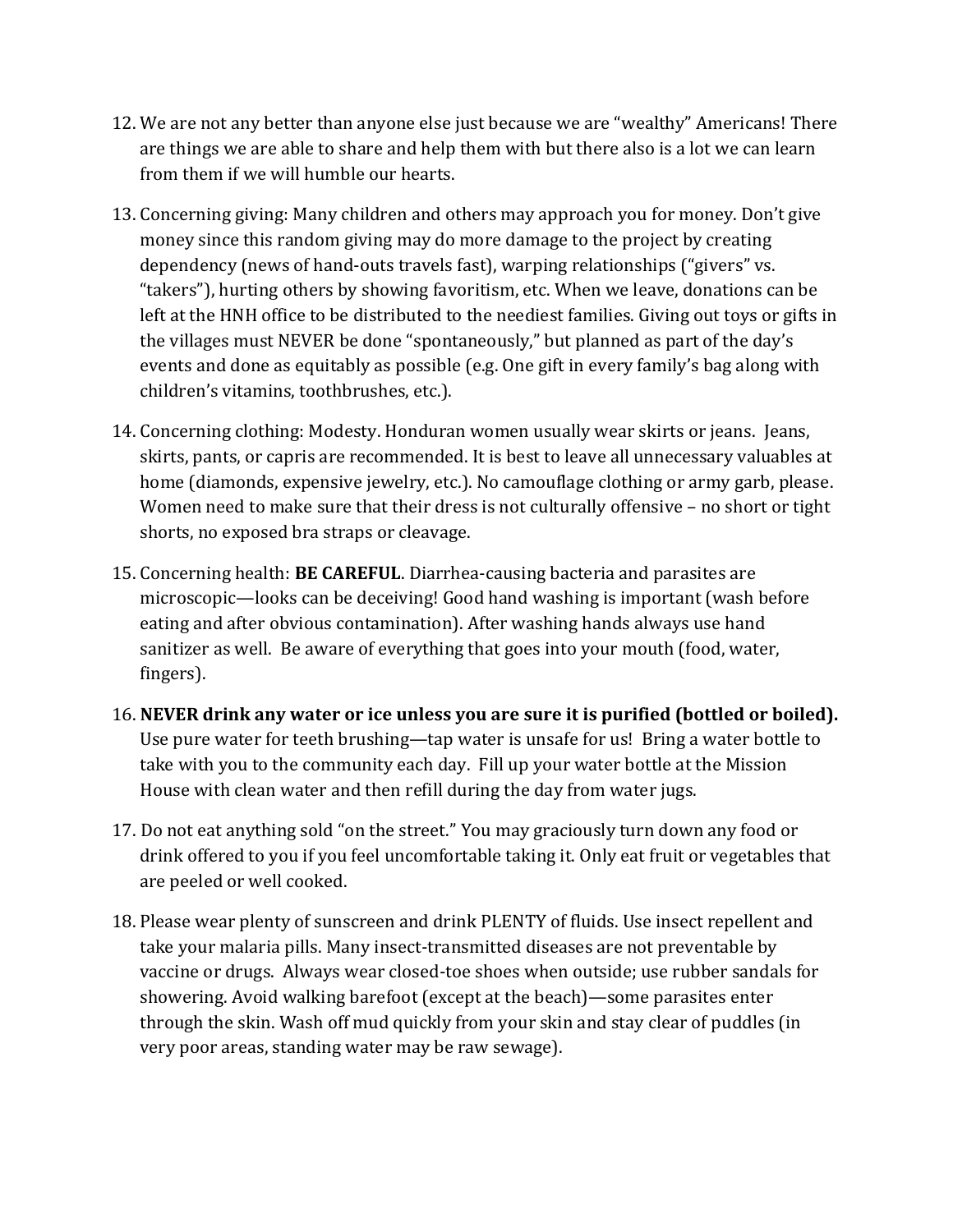12. We are not any better than anyone else just because we are "wealthy" Americans! There are things we are able to share and help them with but there also is a lot we can learn from them if we will humble our hearts.

13. Concerning giving: Many children and others may approach you for money. Don't give money since this random giving may do more damage to the project by creating dependency (news of hand-outs travels fast), warping relationships ("givers" vs. "takers"), hurting others by showing favoritism, etc. When we leave, donations can be left at the HNH office to be distributed to the neediest families. Giving out toys or gifts in the villages must NEVER be done "spontaneously," but planned as part of the day's events and done as equitably as possible (e.g. One gift in every family's bag along with children's vitamins, toothbrushes, etc.).

14. Concerning clothing: Modesty. Honduran women usually wear skirts or jeans. Jeans, skirts, pants, or capris are recommended. It is best to leave all unnecessary valuables at home (diamonds, expensive jewelry, etc.). No camouflage clothing or army garb, please. Women need to make sure that their dress is not culturally offensive – no short or tight shorts, no exposed bra straps or cleavage.

15. Concerning health: **BE CAREFUL**. Diarrhea-causing bacteria and parasites are microscopic—looks can be deceiving! Good hand washing is important (wash before eating and after obvious contamination). After washing hands always use hand sanitizer as well. Be aware of everything that goes into your mouth (food, water, fingers).

16. **NEVER drink any water or ice unless you are sure it is purified (bottled or boiled).** Use pure water for teeth brushing—tap water is unsafe for us! Bring a water bottle to take with you to the community each day. Fill up your water bottle at the Mission House with clean water and then refill during the day from water jugs.

17. Do not eat anything sold "on the street." You may graciously turn down any food or drink offered to you if you feel uncomfortable taking it. Only eat fruit or vegetables that are peeled or well cooked.

18. Please wear plenty of sunscreen and drink PLENTY of fluids. Use insect repellent and take your malaria pills. Many insect-transmitted diseases are not preventable by vaccine or drugs. Always wear closed-toe shoes when outside; use rubber sandals for showering. Avoid walking barefoot (except at the beach)—some parasites enter through the skin. Wash off mud quickly from your skin and stay clear of puddles (in very poor areas, standing water may be raw sewage).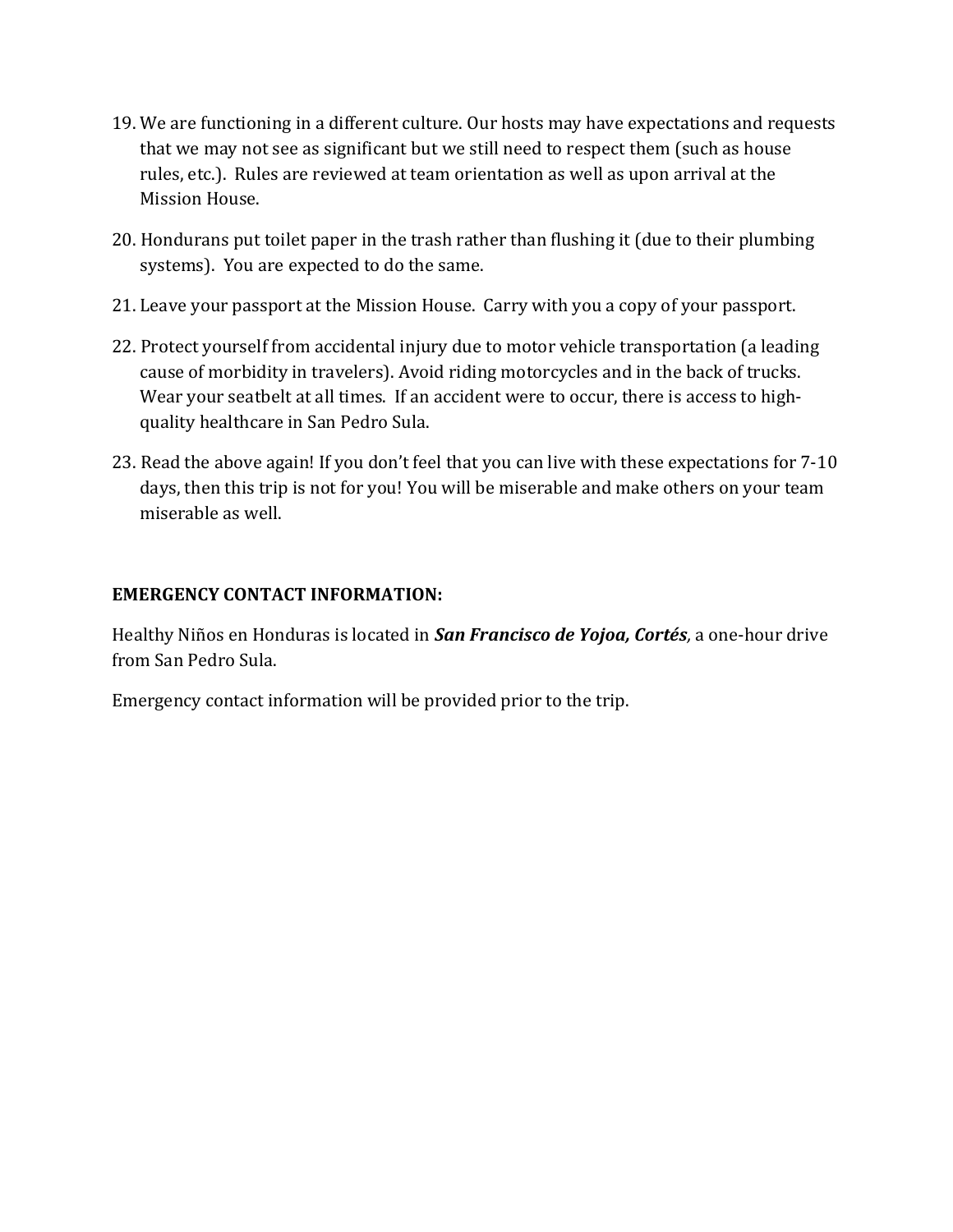19. We are functioning in a different culture. Our hosts may have expectations and requests that we may not see as significant but we still need to respect them (such as house rules, etc.). Rules are reviewed at team orientation as well as upon arrival at the Mission House.

20. Hondurans put toilet paper in the trash rather than flushing it (due to their plumbing systems). You are expected to do the same.

21. Leave your passport at the Mission House. Carry with you a copy of your passport.

22. Protect yourself from accidental injury due to motor vehicle transportation (a leading cause of morbidity in travelers). Avoid riding motorcycles and in the back of trucks. Wear your seatbelt at all times. If an accident were to occur, there is access to high-quality healthcare in San Pedro Sula.

23. Read the above again! If you don't feel that you can live with these expectations for 7-10 days, then this trip is not for you! You will be miserable and make others on your team miserable as well.

**EMERGENCY CONTACT INFORMATION:**

Healthy Niños en Honduras is located in ***San Francisco de Yojoa, Cortés,*** a one-hour drive from San Pedro Sula.

Emergency contact information will be provided prior to the trip.